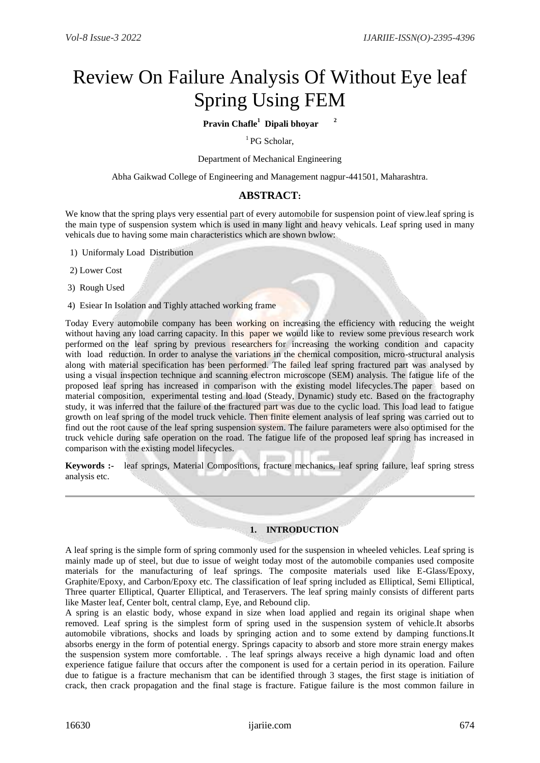# Review On Failure Analysis Of Without Eye leaf Spring Using FEM

**Pravin Chafle[1] Dipali bhoyar [2]**

[1] PG Scholar,

Department of Mechanical Engineering

Abha Gaikwad College of Engineering and Management nagpur-441501, Maharashtra.

## ABSTRACT:

We know that the spring plays very essential part of every automobile for suspension point of view.leaf spring is the main type of suspension system which is used in many light and heavy vehicals. Leaf spring used in many vehicals due to having some main characteristics which are shown bwlow:

1) Uniformaly Load Distribution
2) Lower Cost
3) Rough Used
4) Esiear In Isolation and Tighly attached working frame

Today Every automobile company has been working on increasing the efficiency with reducing the weight without having any load carring capacity. In this paper we would like to review some previous research work performed on the leaf spring by previous researchers for increasing the working condition and capacity with load reduction. In order to analyse the variations in the chemical composition, micro-structural analysis along with material specification has been performed. The failed leaf spring fractured part was analysed by using a visual inspection technique and scanning electron microscope (SEM) analysis. The fatigue life of the proposed leaf spring has increased in comparison with the existing model lifecycles.The paper based on material composition, experimental testing and load (Steady, Dynamic) study etc. Based on the fractography study, it was inferred that the failure of the fractured part was due to the cyclic load. This load lead to fatigue growth on leaf spring of the model truck vehicle. Then finite element analysis of leaf spring was carried out to find out the root cause of the leaf spring suspension system. The failure parameters were also optimised for the truck vehicle during safe operation on the road. The fatigue life of the proposed leaf spring has increased in comparison with the existing model lifecycles.

**Keywords :-** leaf springs, Material Compositions, fracture mechanics, leaf spring failure, leaf spring stress analysis etc.

---

## 1. INTRODUCTION

A leaf spring is the simple form of spring commonly used for the suspension in wheeled vehicles. Leaf spring is mainly made up of steel, but due to issue of weight today most of the automobile companies used composite materials for the manufacturing of leaf springs. The composite materials used like E-Glass/Epoxy, Graphite/Epoxy, and Carbon/Epoxy etc. The classification of leaf spring included as Elliptical, Semi Elliptical, Three quarter Elliptical, Quarter Elliptical, and Teraservers. The leaf spring mainly consists of different parts like Master leaf, Center bolt, central clamp, Eye, and Rebound clip.

A spring is an elastic body, whose expand in size when load applied and regain its original shape when removed. Leaf spring is the simplest form of spring used in the suspension system of vehicle.It absorbs automobile vibrations, shocks and loads by springing action and to some extend by damping functions.It absorbs energy in the form of potential energy. Springs capacity to absorb and store more strain energy makes the suspension system more comfortable. . The leaf springs always receive a high dynamic load and often experience fatigue failure that occurs after the component is used for a certain period in its operation. Failure due to fatigue is a fracture mechanism that can be identified through 3 stages, the first stage is initiation of crack, then crack propagation and the final stage is fracture. Fatigue failure is the most common failure in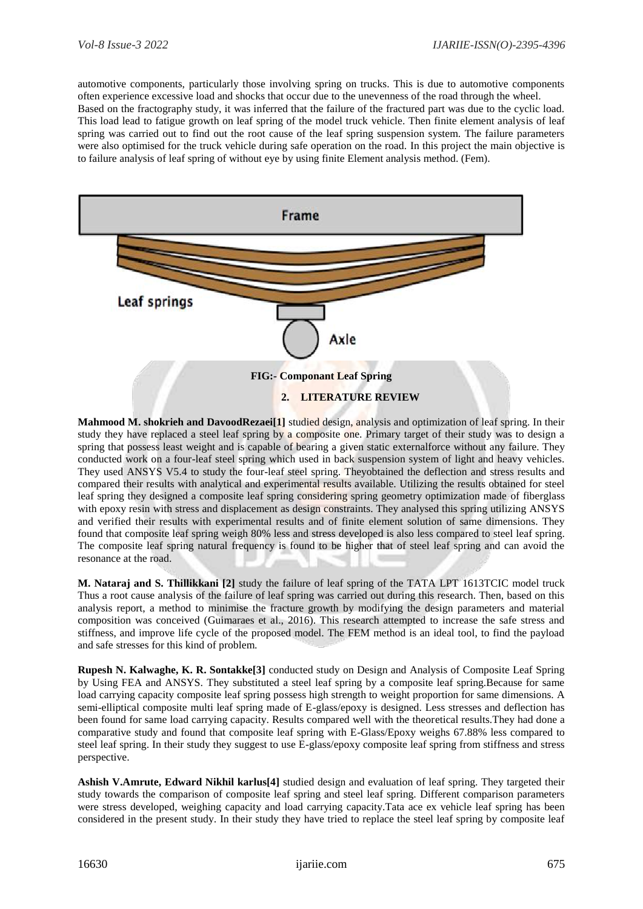automotive components, particularly those involving spring on trucks. This is due to automotive components often experience excessive load and shocks that occur due to the unevenness of the road through the wheel. Based on the fractography study, it was inferred that the failure of the fractured part was due to the cyclic load. This load lead to fatigue growth on leaf spring of the model truck vehicle. Then finite element analysis of leaf spring was carried out to find out the root cause of the leaf spring suspension system. The failure parameters were also optimised for the truck vehicle during safe operation on the road. In this project the main objective is to failure analysis of leaf spring of without eye by using finite Element analysis method. (Fem).

**FIG:- Componant Leaf Spring**

## 2. LITERATURE REVIEW

**Mahmood M. shokrieh and DavoodRezaei[1]** studied design, analysis and optimization of leaf spring. In their study they have replaced a steel leaf spring by a composite one. Primary target of their study was to design a spring that possess least weight and is capable of bearing a given static externalforce without any failure. They conducted work on a four-leaf steel spring which used in back suspension system of light and heavy vehicles. They used ANSYS V5.4 to study the four-leaf steel spring. Theyobtained the deflection and stress results and compared their results with analytical and experimental results available. Utilizing the results obtained for steel leaf spring they designed a composite leaf spring considering spring geometry optimization made of fiberglass with epoxy resin with stress and displacement as design constraints. They analysed this spring utilizing ANSYS and verified their results with experimental results and of finite element solution of same dimensions. They found that composite leaf spring weigh 80% less and stress developed is also less compared to steel leaf spring. The composite leaf spring natural frequency is found to be higher that of steel leaf spring and can avoid the resonance at the road.

**M. Nataraj and S. Thillikkani [2]** study the failure of leaf spring of the TATA LPT 1613TCIC model truck Thus a root cause analysis of the failure of leaf spring was carried out during this research. Then, based on this analysis report, a method to minimise the fracture growth by modifying the design parameters and material composition was conceived (Guimaraes et al., 2016). This research attempted to increase the safe stress and stiffness, and improve life cycle of the proposed model. The FEM method is an ideal tool, to find the payload and safe stresses for this kind of problem.

**Rupesh N. Kalwaghe, K. R. Sontakke[3]** conducted study on Design and Analysis of Composite Leaf Spring by Using FEA and ANSYS. They substituted a steel leaf spring by a composite leaf spring.Because for same load carrying capacity composite leaf spring possess high strength to weight proportion for same dimensions. A semi-elliptical composite multi leaf spring made of E-glass/epoxy is designed. Less stresses and deflection has been found for same load carrying capacity. Results compared well with the theoretical results.They had done a comparative study and found that composite leaf spring with E-Glass/Epoxy weighs 67.88% less compared to steel leaf spring. In their study they suggest to use E-glass/epoxy composite leaf spring from stiffness and stress perspective.

**Ashish V.Amrute, Edward Nikhil karlus[4]** studied design and evaluation of leaf spring. They targeted their study towards the comparison of composite leaf spring and steel leaf spring. Different comparison parameters were stress developed, weighing capacity and load carrying capacity.Tata ace ex vehicle leaf spring has been considered in the present study. In their study they have tried to replace the steel leaf spring by composite leaf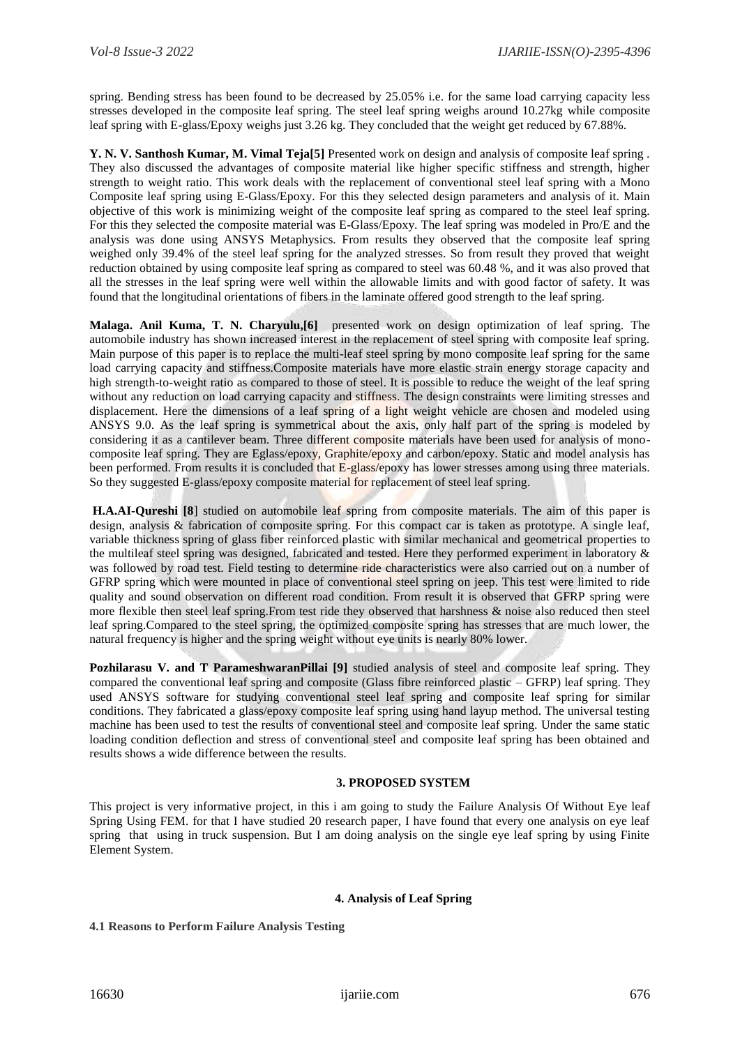spring. Bending stress has been found to be decreased by 25.05% i.e. for the same load carrying capacity less stresses developed in the composite leaf spring. The steel leaf spring weighs around 10.27kg while composite leaf spring with E-glass/Epoxy weighs just 3.26 kg. They concluded that the weight get reduced by 67.88%.

**Y. N. V. Santhosh Kumar, M. Vimal Teja[5]** Presented work on design and analysis of composite leaf spring . They also discussed the advantages of composite material like higher specific stiffness and strength, higher strength to weight ratio. This work deals with the replacement of conventional steel leaf spring with a Mono Composite leaf spring using E-Glass/Epoxy. For this they selected design parameters and analysis of it. Main objective of this work is minimizing weight of the composite leaf spring as compared to the steel leaf spring. For this they selected the composite material was E-Glass/Epoxy. The leaf spring was modeled in Pro/E and the analysis was done using ANSYS Metaphysics. From results they observed that the composite leaf spring weighed only 39.4% of the steel leaf spring for the analyzed stresses. So from result they proved that weight reduction obtained by using composite leaf spring as compared to steel was 60.48 %, and it was also proved that all the stresses in the leaf spring were well within the allowable limits and with good factor of safety. It was found that the longitudinal orientations of fibers in the laminate offered good strength to the leaf spring.

**Malaga. Anil Kuma, T. N. Charyulu,[6]** presented work on design optimization of leaf spring. The automobile industry has shown increased interest in the replacement of steel spring with composite leaf spring. Main purpose of this paper is to replace the multi-leaf steel spring by mono composite leaf spring for the same load carrying capacity and stiffness.Composite materials have more elastic strain energy storage capacity and high strength-to-weight ratio as compared to those of steel. It is possible to reduce the weight of the leaf spring without any reduction on load carrying capacity and stiffness. The design constraints were limiting stresses and displacement. Here the dimensions of a leaf spring of a light weight vehicle are chosen and modeled using ANSYS 9.0. As the leaf spring is symmetrical about the axis, only half part of the spring is modeled by considering it as a cantilever beam. Three different composite materials have been used for analysis of mono-composite leaf spring. They are Eglass/epoxy, Graphite/epoxy and carbon/epoxy. Static and model analysis has been performed. From results it is concluded that E-glass/epoxy has lower stresses among using three materials. So they suggested E-glass/epoxy composite material for replacement of steel leaf spring.

**H.A.AI-Qureshi [8]** studied on automobile leaf spring from composite materials. The aim of this paper is design, analysis & fabrication of composite spring. For this compact car is taken as prototype. A single leaf, variable thickness spring of glass fiber reinforced plastic with similar mechanical and geometrical properties to the multileaf steel spring was designed, fabricated and tested. Here they performed experiment in laboratory & was followed by road test. Field testing to determine ride characteristics were also carried out on a number of GFRP spring which were mounted in place of conventional steel spring on jeep. This test were limited to ride quality and sound observation on different road condition. From result it is observed that GFRP spring were more flexible then steel leaf spring.From test ride they observed that harshness & noise also reduced then steel leaf spring.Compared to the steel spring, the optimized composite spring has stresses that are much lower, the natural frequency is higher and the spring weight without eye units is nearly 80% lower.

**Pozhilarasu V. and T ParameshwaranPillai [9]** studied analysis of steel and composite leaf spring. They compared the conventional leaf spring and composite (Glass fibre reinforced plastic – GFRP) leaf spring. They used ANSYS software for studying conventional steel leaf spring and composite leaf spring for similar conditions. They fabricated a glass/epoxy composite leaf spring using hand layup method. The universal testing machine has been used to test the results of conventional steel and composite leaf spring. Under the same static loading condition deflection and stress of conventional steel and composite leaf spring has been obtained and results shows a wide difference between the results.

## 3. PROPOSED SYSTEM

This project is very informative project, in this i am going to study the Failure Analysis Of Without Eye leaf Spring Using FEM. for that I have studied 20 research paper, I have found that every one analysis on eye leaf spring that using in truck suspension. But I am doing analysis on the single eye leaf spring by using Finite Element System.

## 4. Analysis of Leaf Spring

### 4.1 Reasons to Perform Failure Analysis Testing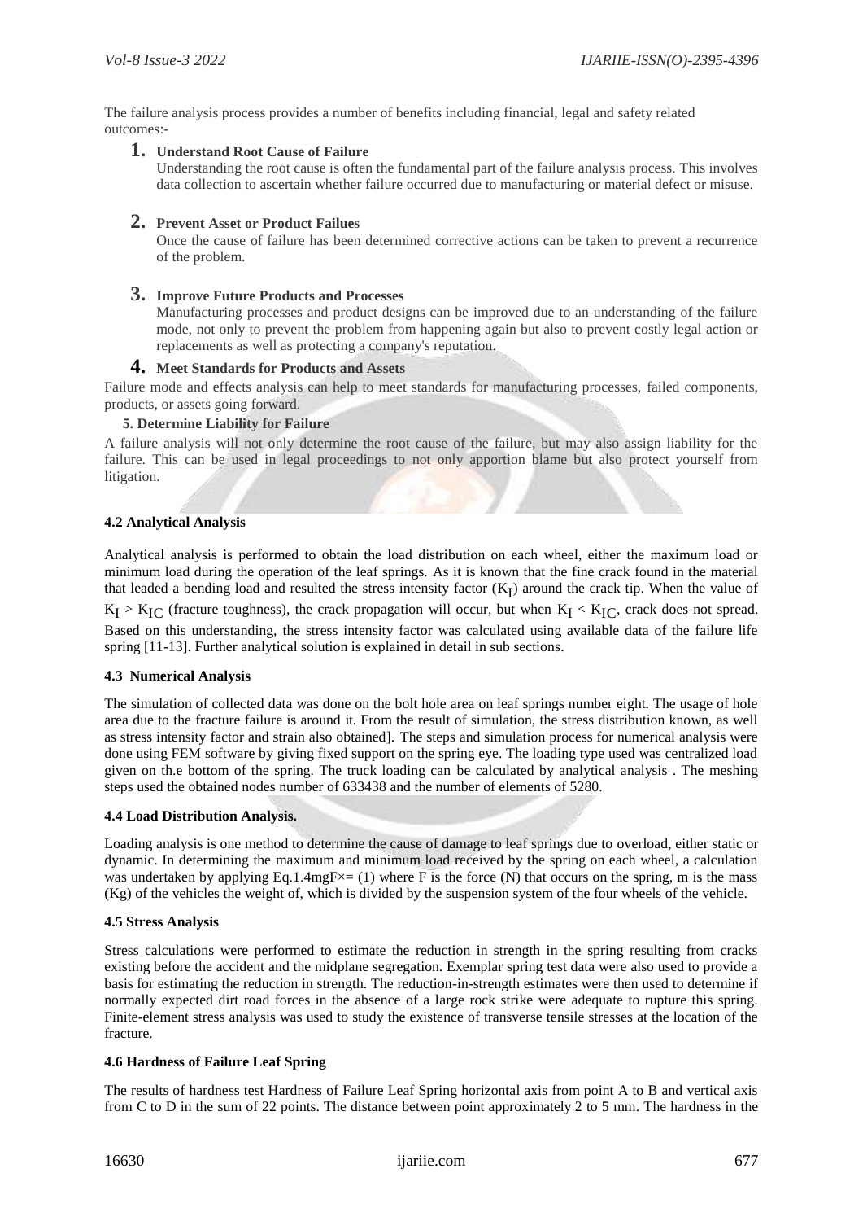The failure analysis process provides a number of benefits including financial, legal and safety related outcomes:-

1. **Understand Root Cause of Failure**
   Understanding the root cause is often the fundamental part of the failure analysis process. This involves data collection to ascertain whether failure occurred due to manufacturing or material defect or misuse.

2. **Prevent Asset or Product Failues**
   Once the cause of failure has been determined corrective actions can be taken to prevent a recurrence of the problem.

3. **Improve Future Products and Processes**
   Manufacturing processes and product designs can be improved due to an understanding of the failure mode, not only to prevent the problem from happening again but also to prevent costly legal action or replacements as well as protecting a company's reputation.

4. **Meet Standards for Products and Assets**

Failure mode and effects analysis can help to meet standards for manufacturing processes, failed components, products, or assets going forward.

**5. Determine Liability for Failure**

A failure analysis will not only determine the root cause of the failure, but may also assign liability for the failure. This can be used in legal proceedings to not only apportion blame but also protect yourself from litigation.

#### 4.2 Analytical Analysis

Analytical analysis is performed to obtain the load distribution on each wheel, either the maximum load or minimum load during the operation of the leaf springs. As it is known that the fine crack found in the material that leaded a bending load and resulted the stress intensity factor ($K_I$) around the crack tip. When the value of $K_I > K_{IC}$ (fracture toughness), the crack propagation will occur, but when $K_I < K_{IC}$, crack does not spread. Based on this understanding, the stress intensity factor was calculated using available data of the failure life spring [11-13]. Further analytical solution is explained in detail in sub sections.

#### 4.3 Numerical Analysis

The simulation of collected data was done on the bolt hole area on leaf springs number eight. The usage of hole area due to the fracture failure is around it. From the result of simulation, the stress distribution known, as well as stress intensity factor and strain also obtained]. The steps and simulation process for numerical analysis were done using FEM software by giving fixed support on the spring eye. The loading type used was centralized load given on th.e bottom of the spring. The truck loading can be calculated by analytical analysis . The meshing steps used the obtained nodes number of 633438 and the number of elements of 5280.

#### 4.4 Load Distribution Analysis.

Loading analysis is one method to determine the cause of damage to leaf springs due to overload, either static or dynamic. In determining the maximum and minimum load received by the spring on each wheel, a calculation was undertaken by applying Eq.1.4mgF×= (1) where F is the force (N) that occurs on the spring, m is the mass (Kg) of the vehicles the weight of, which is divided by the suspension system of the four wheels of the vehicle.

#### 4.5 Stress Analysis

Stress calculations were performed to estimate the reduction in strength in the spring resulting from cracks existing before the accident and the midplane segregation. Exemplar spring test data were also used to provide a basis for estimating the reduction in strength. The reduction-in-strength estimates were then used to determine if normally expected dirt road forces in the absence of a large rock strike were adequate to rupture this spring. Finite-element stress analysis was used to study the existence of transverse tensile stresses at the location of the fracture.

#### 4.6 Hardness of Failure Leaf Spring

The results of hardness test Hardness of Failure Leaf Spring horizontal axis from point A to B and vertical axis from C to D in the sum of 22 points. The distance between point approximately 2 to 5 mm. The hardness in the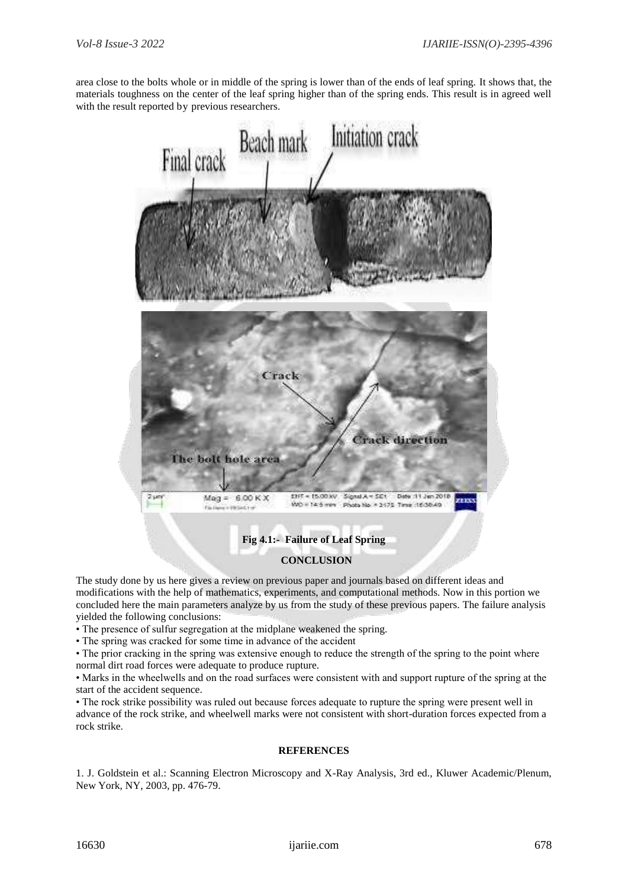area close to the bolts whole or in middle of the spring is lower than of the ends of leaf spring. It shows that, the materials toughness on the center of the leaf spring higher than of the spring ends. This result is in agreed well with the result reported by previous researchers.

**Fig 4.1:- Failure of Leaf Spring**

## CONCLUSION

The study done by us here gives a review on previous paper and journals based on different ideas and modifications with the help of mathematics, experiments, and computational methods. Now in this portion we concluded here the main parameters analyze by us from the study of these previous papers. The failure analysis yielded the following conclusions:

- The presence of sulfur segregation at the midplane weakened the spring.
- The spring was cracked for some time in advance of the accident
- The prior cracking in the spring was extensive enough to reduce the strength of the spring to the point where normal dirt road forces were adequate to produce rupture.
- Marks in the wheelwells and on the road surfaces were consistent with and support rupture of the spring at the start of the accident sequence.
- The rock strike possibility was ruled out because forces adequate to rupture the spring were present well in advance of the rock strike, and wheelwell marks were not consistent with short-duration forces expected from a rock strike.

## REFERENCES

1. J. Goldstein et al.: Scanning Electron Microscopy and X-Ray Analysis, 3rd ed., Kluwer Academic/Plenum, New York, NY, 2003, pp. 476-79.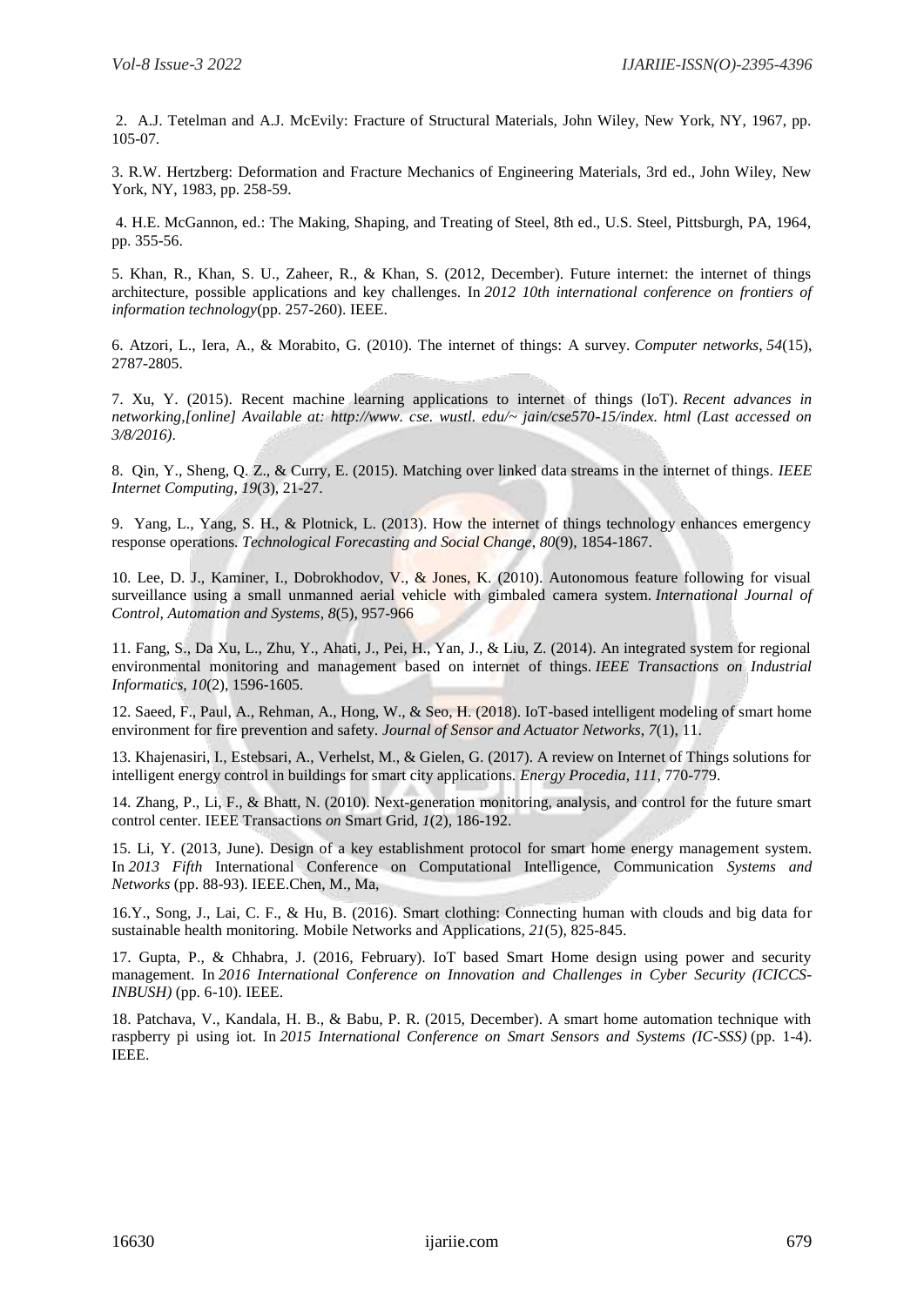2. A.J. Tetelman and A.J. McEvily: Fracture of Structural Materials, John Wiley, New York, NY, 1967, pp. 105-07.

3. R.W. Hertzberg: Deformation and Fracture Mechanics of Engineering Materials, 3rd ed., John Wiley, New York, NY, 1983, pp. 258-59.

4. H.E. McGannon, ed.: The Making, Shaping, and Treating of Steel, 8th ed., U.S. Steel, Pittsburgh, PA, 1964, pp. 355-56.

5. Khan, R., Khan, S. U., Zaheer, R., & Khan, S. (2012, December). Future internet: the internet of things architecture, possible applications and key challenges. In *2012 10th international conference on frontiers of information technology*(pp. 257-260). IEEE.

6. Atzori, L., Iera, A., & Morabito, G. (2010). The internet of things: A survey. *Computer networks*, *54*(15), 2787-2805.

7. Xu, Y. (2015). Recent machine learning applications to internet of things (IoT). *Recent advances in networking,[online] Available at: http://www. cse. wustl. edu/~ jain/cse570-15/index. html (Last accessed on 3/8/2016)*.

8. Qin, Y., Sheng, Q. Z., & Curry, E. (2015). Matching over linked data streams in the internet of things. *IEEE Internet Computing*, *19*(3), 21-27.

9. Yang, L., Yang, S. H., & Plotnick, L. (2013). How the internet of things technology enhances emergency response operations. *Technological Forecasting and Social Change*, *80*(9), 1854-1867.

10. Lee, D. J., Kaminer, I., Dobrokhodov, V., & Jones, K. (2010). Autonomous feature following for visual surveillance using a small unmanned aerial vehicle with gimbaled camera system. *International Journal of Control, Automation and Systems*, *8*(5), 957-966

11. Fang, S., Da Xu, L., Zhu, Y., Ahati, J., Pei, H., Yan, J., & Liu, Z. (2014). An integrated system for regional environmental monitoring and management based on internet of things. *IEEE Transactions on Industrial Informatics*, *10*(2), 1596-1605.

12. Saeed, F., Paul, A., Rehman, A., Hong, W., & Seo, H. (2018). IoT-based intelligent modeling of smart home environment for fire prevention and safety. *Journal of Sensor and Actuator Networks*, *7*(1), 11.

13. Khajenasiri, I., Estebsari, A., Verhelst, M., & Gielen, G. (2017). A review on Internet of Things solutions for intelligent energy control in buildings for smart city applications. *Energy Procedia*, *111*, 770-779.

14. Zhang, P., Li, F., & Bhatt, N. (2010). Next-generation monitoring, analysis, and control for the future smart control center. IEEE Transactions *on* Smart Grid, *1*(2), 186-192.

15. Li, Y. (2013, June). Design of a key establishment protocol for smart home energy management system. In *2013 Fifth* International Conference on Computational Intelligence, Communication *Systems and Networks* (pp. 88-93). IEEE.Chen, M., Ma,

16.Y., Song, J., Lai, C. F., & Hu, B. (2016). Smart clothing: Connecting human with clouds and big data for sustainable health monitoring. Mobile Networks and Applications, *21*(5), 825-845.

17. Gupta, P., & Chhabra, J. (2016, February). IoT based Smart Home design using power and security management. In *2016 International Conference on Innovation and Challenges in Cyber Security (ICICCS-INBUSH)* (pp. 6-10). IEEE.

18. Patchava, V., Kandala, H. B., & Babu, P. R. (2015, December). A smart home automation technique with raspberry pi using iot. In *2015 International Conference on Smart Sensors and Systems (IC-SSS)* (pp. 1-4). IEEE.